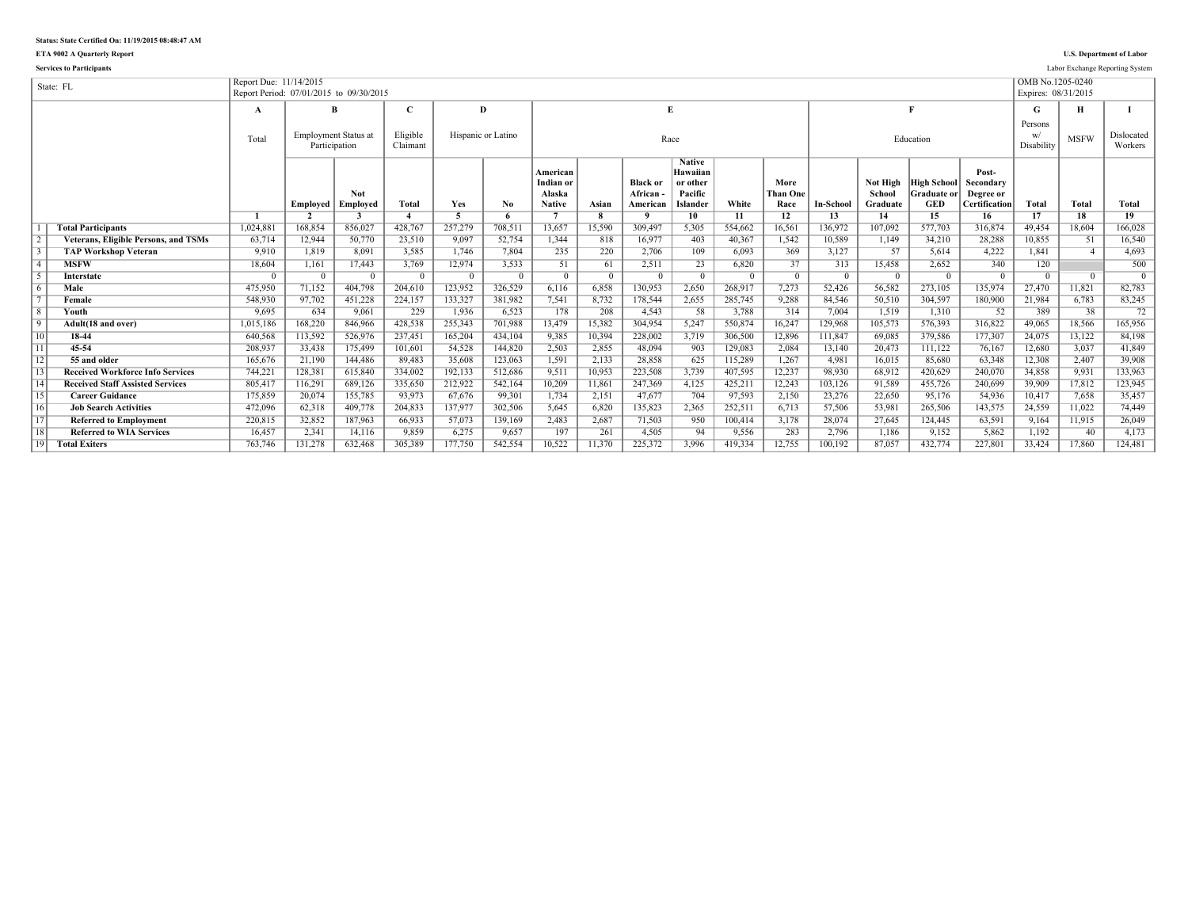**Status: State Certified On: 11/19/2015 08:48:47 AM**

**ETA 9002 A Quarterly Report**

**Services to Participants**

**U.S. Department of Labor**

Labor Exchange Reporting System

| State: FL | Report Due: 11/14/2015<br>Report Period: 07/01/2015 to 09/30/2015 | | | | | | | | | | | | | | | | | | OMB No.1205-0240<br>Expires: 08/31/2015 | |
|---|---|---|---|---|---|---|---|---|---|---|---|---|---|---|---|---|---|---|---|---|
| | **A** | **B** | | **C** | **D** | | **E** | | | | | | **F** | | | | **G** | **H** | **I** |
| | Total | Employment Status at Participation | | Eligible Claimant | Hispanic or Latino | | Race | | | | | | Education | | | | Persons w/ Disability | MSFW | Dislocated Workers |
| | | **Employed** | **Not Employed** | **Total** | **Yes** | **No** | **American Indian or Alaska Native** | **Asian** | **Black or African - American** | **Native Hawaiian or other Pacific Islander** | **White** | **More Than One Race** | **In-School** | **Not High School Graduate** | **High School Graduate or GED** | **Post-Secondary Degree or Certification** | **Total** | **Total** | **Total** |
| | **1** | **2** | **3** | **4** | **5** | **6** | **7** | **8** | **9** | **10** | **11** | **12** | **13** | **14** | **15** | **16** | **17** | **18** | **19** |
| 1 **Total Participants** | 1,024,881 | 168,854 | 856,027 | 428,767 | 257,279 | 708,511 | 13,657 | 15,590 | 309,497 | 5,305 | 554,662 | 16,561 | 136,972 | 107,092 | 577,703 | 316,874 | 49,454 | 18,604 | 166,028 |
| 2 **Veterans, Eligible Persons, and TSMs** | 63,714 | 12,944 | 50,770 | 23,510 | 9,097 | 52,754 | 1,344 | 818 | 16,977 | 403 | 40,367 | 1,542 | 10,589 | 1,149 | 34,210 | 28,288 | 10,855 | 51 | 16,540 |
| 3 **TAP Workshop Veteran** | 9,910 | 1,819 | 8,091 | 3,585 | 1,746 | 7,804 | 235 | 220 | 2,706 | 109 | 6,093 | 369 | 3,127 | 57 | 5,614 | 4,222 | 1,841 | 4 | 4,693 |
| 4 **MSFW** | 18,604 | 1,161 | 17,443 | 3,769 | 12,974 | 3,533 | 51 | 61 | 2,511 | 23 | 6,820 | 37 | 313 | 15,458 | 2,652 | 340 | 120 | | 500 |
| 5 **Interstate** | 0 | 0 | 0 | 0 | 0 | 0 | 0 | 0 | 0 | 0 | 0 | 0 | 0 | 0 | 0 | 0 | 0 | 0 | 0 |
| 6 **Male** | 475,950 | 71,152 | 404,798 | 204,610 | 123,952 | 326,529 | 6,116 | 6,858 | 130,953 | 2,650 | 268,917 | 7,273 | 52,426 | 56,582 | 273,105 | 135,974 | 27,470 | 11,821 | 82,783 |
| 7 **Female** | 548,930 | 97,702 | 451,228 | 224,157 | 133,327 | 381,982 | 7,541 | 8,732 | 178,544 | 2,655 | 285,745 | 9,288 | 84,546 | 50,510 | 304,597 | 180,900 | 21,984 | 6,783 | 83,245 |
| 8 **Youth** | 9,695 | 634 | 9,061 | 229 | 1,936 | 6,523 | 178 | 208 | 4,543 | 58 | 3,788 | 314 | 7,004 | 1,519 | 1,310 | 52 | 389 | 38 | 72 |
| 9 **Adult(18 and over)** | 1,015,186 | 168,220 | 846,966 | 428,538 | 255,343 | 701,988 | 13,479 | 15,382 | 304,954 | 5,247 | 550,874 | 16,247 | 129,968 | 105,573 | 576,393 | 316,822 | 49,065 | 18,566 | 165,956 |
| 10 **18-44** | 640,568 | 113,592 | 526,976 | 237,451 | 165,204 | 434,104 | 9,385 | 10,394 | 228,002 | 3,719 | 306,500 | 12,896 | 111,847 | 69,085 | 379,586 | 177,307 | 24,075 | 13,122 | 84,198 |
| 11 **45-54** | 208,937 | 33,438 | 175,499 | 101,601 | 54,528 | 144,820 | 2,503 | 2,855 | 48,094 | 903 | 129,083 | 2,084 | 13,140 | 20,473 | 111,122 | 76,167 | 12,680 | 3,037 | 41,849 |
| 12 **55 and older** | 165,676 | 21,190 | 144,486 | 89,483 | 35,608 | 123,063 | 1,591 | 2,133 | 28,858 | 625 | 115,289 | 1,267 | 4,981 | 16,015 | 85,680 | 63,348 | 12,308 | 2,407 | 39,908 |
| 13 **Received Workforce Info Services** | 744,221 | 128,381 | 615,840 | 334,002 | 192,133 | 512,686 | 9,511 | 10,953 | 223,508 | 3,739 | 407,595 | 12,237 | 98,930 | 68,912 | 420,629 | 240,070 | 34,858 | 9,931 | 133,963 |
| 14 **Received Staff Assisted Services** | 805,417 | 116,291 | 689,126 | 335,650 | 212,922 | 542,164 | 10,209 | 11,861 | 247,369 | 4,125 | 425,211 | 12,243 | 103,126 | 91,589 | 455,726 | 240,699 | 39,909 | 17,812 | 123,945 |
| 15 **Career Guidance** | 175,859 | 20,074 | 155,785 | 93,973 | 67,676 | 99,301 | 1,734 | 2,151 | 47,677 | 704 | 97,593 | 2,150 | 23,276 | 22,650 | 95,176 | 54,936 | 10,417 | 7,658 | 35,457 |
| 16 **Job Search Activities** | 472,096 | 62,318 | 409,778 | 204,833 | 137,977 | 302,506 | 5,645 | 6,820 | 135,823 | 2,365 | 252,511 | 6,713 | 57,506 | 53,981 | 265,506 | 143,575 | 24,559 | 11,022 | 74,449 |
| 17 **Referred to Employment** | 220,815 | 32,852 | 187,963 | 66,933 | 57,073 | 139,169 | 2,483 | 2,687 | 71,503 | 950 | 100,414 | 3,178 | 28,074 | 27,645 | 124,445 | 63,591 | 9,164 | 11,915 | 26,049 |
| 18 **Referred to WIA Services** | 16,457 | 2,341 | 14,116 | 9,859 | 6,275 | 9,657 | 197 | 261 | 4,505 | 94 | 9,556 | 283 | 2,796 | 1,186 | 9,152 | 5,862 | 1,192 | 40 | 4,173 |
| 19 **Total Exiters** | 763,746 | 131,278 | 632,468 | 305,389 | 177,750 | 542,554 | 10,522 | 11,370 | 225,372 | 3,996 | 419,334 | 12,755 | 100,192 | 87,057 | 432,774 | 227,801 | 33,424 | 17,860 | 124,481 |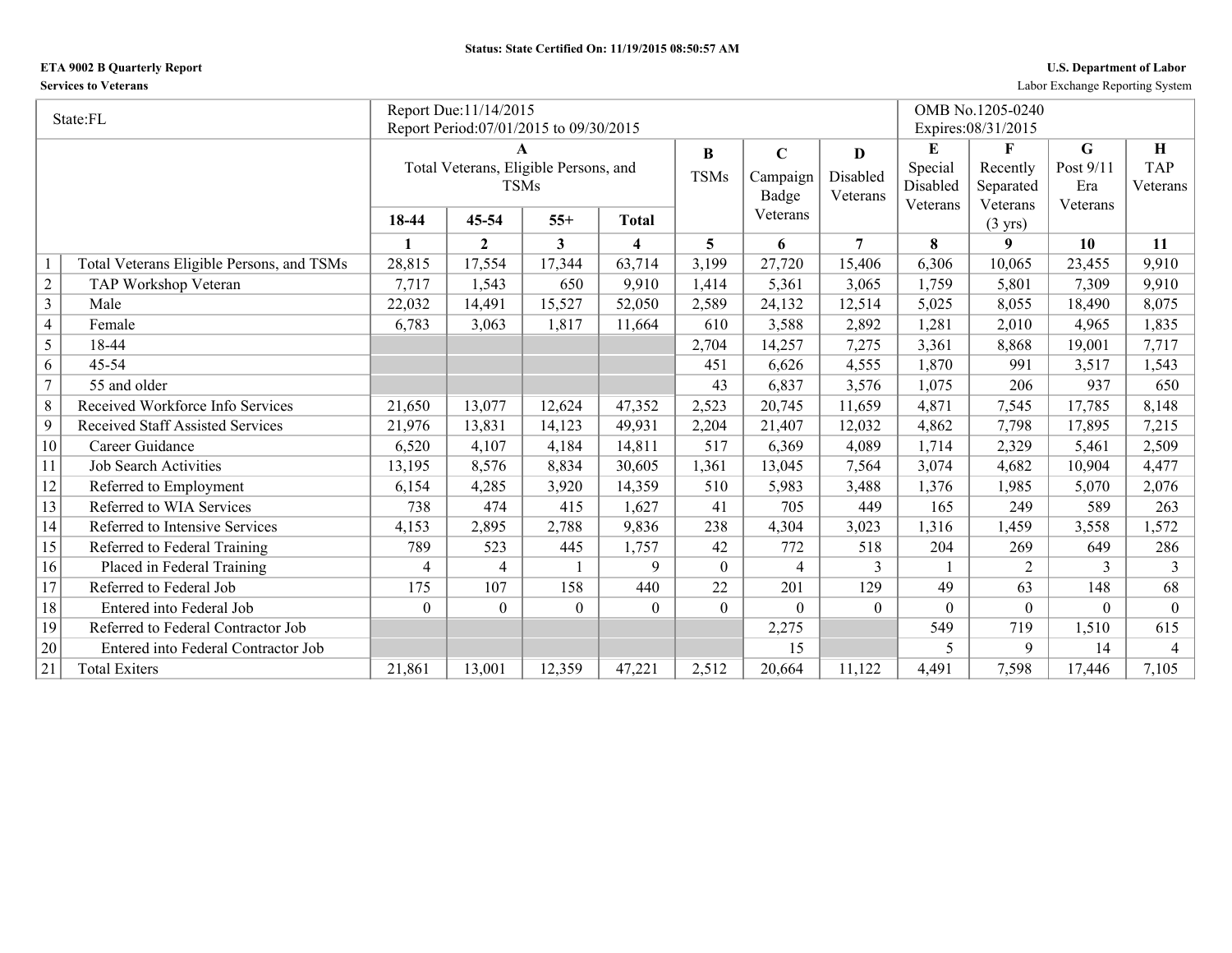**Status: State Certified On: 11/19/2015 08:50:57 AM**

**ETA 9002 B Quarterly Report**
**Services to Veterans**

**U.S. Department of Labor**
Labor Exchange Reporting System

| State:FL | | Report Due:11/14/2015<br>Report Period:07/01/2015 to 09/30/2015 | | | | | | | OMB No.1205-0240<br>Expires:08/31/2015 | | | |
|---|---|---|---|---|---|---|---|---|---|---|---|---|
| | | A<br>Total Veterans, Eligible Persons, and TSMs | | | | B<br>TSMs | C<br>Campaign Badge Veterans | D<br>Disabled Veterans | E<br>Special Disabled Veterans | F<br>Recently Separated Veterans (3 yrs) | G<br>Post 9/11 Era Veterans | H<br>TAP Veterans |
| | | 18-44 | 45-54 | 55+ | Total | | | | | | | |
| | | 1 | 2 | 3 | 4 | 5 | 6 | 7 | 8 | 9 | 10 | 11 |
| 1 | Total Veterans Eligible Persons, and TSMs | 28,815 | 17,554 | 17,344 | 63,714 | 3,199 | 27,720 | 15,406 | 6,306 | 10,065 | 23,455 | 9,910 |
| 2 | TAP Workshop Veteran | 7,717 | 1,543 | 650 | 9,910 | 1,414 | 5,361 | 3,065 | 1,759 | 5,801 | 7,309 | 9,910 |
| 3 | Male | 22,032 | 14,491 | 15,527 | 52,050 | 2,589 | 24,132 | 12,514 | 5,025 | 8,055 | 18,490 | 8,075 |
| 4 | Female | 6,783 | 3,063 | 1,817 | 11,664 | 610 | 3,588 | 2,892 | 1,281 | 2,010 | 4,965 | 1,835 |
| 5 | 18-44 | | | | | 2,704 | 14,257 | 7,275 | 3,361 | 8,868 | 19,001 | 7,717 |
| 6 | 45-54 | | | | | 451 | 6,626 | 4,555 | 1,870 | 991 | 3,517 | 1,543 |
| 7 | 55 and older | | | | | 43 | 6,837 | 3,576 | 1,075 | 206 | 937 | 650 |
| 8 | Received Workforce Info Services | 21,650 | 13,077 | 12,624 | 47,352 | 2,523 | 20,745 | 11,659 | 4,871 | 7,545 | 17,785 | 8,148 |
| 9 | Received Staff Assisted Services | 21,976 | 13,831 | 14,123 | 49,931 | 2,204 | 21,407 | 12,032 | 4,862 | 7,798 | 17,895 | 7,215 |
| 10 | Career Guidance | 6,520 | 4,107 | 4,184 | 14,811 | 517 | 6,369 | 4,089 | 1,714 | 2,329 | 5,461 | 2,509 |
| 11 | Job Search Activities | 13,195 | 8,576 | 8,834 | 30,605 | 1,361 | 13,045 | 7,564 | 3,074 | 4,682 | 10,904 | 4,477 |
| 12 | Referred to Employment | 6,154 | 4,285 | 3,920 | 14,359 | 510 | 5,983 | 3,488 | 1,376 | 1,985 | 5,070 | 2,076 |
| 13 | Referred to WIA Services | 738 | 474 | 415 | 1,627 | 41 | 705 | 449 | 165 | 249 | 589 | 263 |
| 14 | Referred to Intensive Services | 4,153 | 2,895 | 2,788 | 9,836 | 238 | 4,304 | 3,023 | 1,316 | 1,459 | 3,558 | 1,572 |
| 15 | Referred to Federal Training | 789 | 523 | 445 | 1,757 | 42 | 772 | 518 | 204 | 269 | 649 | 286 |
| 16 | Placed in Federal Training | 4 | 4 | 1 | 9 | 0 | 4 | 3 | 1 | 2 | 3 | 3 |
| 17 | Referred to Federal Job | 175 | 107 | 158 | 440 | 22 | 201 | 129 | 49 | 63 | 148 | 68 |
| 18 | Entered into Federal Job | 0 | 0 | 0 | 0 | 0 | 0 | 0 | 0 | 0 | 0 | 0 |
| 19 | Referred to Federal Contractor Job | | | | | | 2,275 | | 549 | 719 | 1,510 | 615 |
| 20 | Entered into Federal Contractor Job | | | | | | 15 | | 5 | 9 | 14 | 4 |
| 21 | Total Exiters | 21,861 | 13,001 | 12,359 | 47,221 | 2,512 | 20,664 | 11,122 | 4,491 | 7,598 | 17,446 | 7,105 |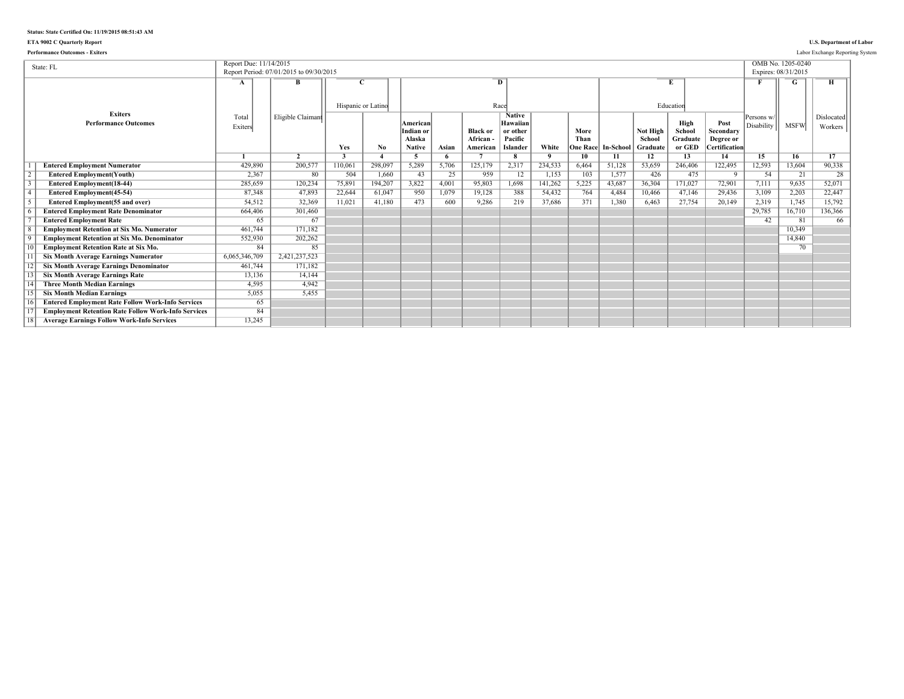Status: State Certified On: 11/19/2015 08:51:43 AM

ETA 9002 C Quarterly Report

Performance Outcomes - Exiters

U.S. Department of Labor

Labor Exchange Reporting System

| State: FL | Report Due: 11/14/2015 Report Period: 07/01/2015 to 09/30/2015 | | | | | | | | | | | | | | OMB No. 1205-0240 Expires: 08/31/2015 | | |
|---|---|---|---|---|---|---|---|---|---|---|---|---|---|---|---|---|---|
| | A | B | C | | D | | | | | | E | | | | F | G | H |
| | | | Hispanic or Latino | | Race | | | | | | Education | | | | | | |
| Exiters Performance Outcomes | Total Exiters | Eligible Claimant | Yes | No | American Indian or Alaska Native | Asian | Black or African - American | Native Hawaiian or other Pacific Islander | White | More Than One Race | In-School | Not High School Graduate | High School Graduate or GED | Post Secondary Degree or Certification | Persons w/ Disability | MSFW | Dislocated Workers |
| | 1 | 2 | 3 | 4 | 5 | 6 | 7 | 8 | 9 | 10 | 11 | 12 | 13 | 14 | 15 | 16 | 17 |
| 1 Entered Employment Numerator | 429,890 | 200,577 | 110,061 | 298,097 | 5,289 | 5,706 | 125,179 | 2,317 | 234,533 | 6,464 | 51,128 | 53,659 | 246,406 | 122,495 | 12,593 | 13,604 | 90,338 |
| 2 Entered Employment(Youth) | 2,367 | 80 | 504 | 1,660 | 43 | 25 | 959 | 12 | 1,153 | 103 | 1,577 | 426 | 475 | 9 | 54 | 21 | 28 |
| 3 Entered Employment(18-44) | 285,659 | 120,234 | 75,891 | 194,207 | 3,822 | 4,001 | 95,803 | 1,698 | 141,262 | 5,225 | 43,687 | 36,304 | 171,027 | 72,901 | 7,111 | 9,635 | 52,071 |
| 4 Entered Employment(45-54) | 87,348 | 47,893 | 22,644 | 61,047 | 950 | 1,079 | 19,128 | 388 | 54,432 | 764 | 4,484 | 10,466 | 47,146 | 29,436 | 3,109 | 2,203 | 22,447 |
| 5 Entered Employment(55 and over) | 54,512 | 32,369 | 11,021 | 41,180 | 473 | 600 | 9,286 | 219 | 37,686 | 371 | 1,380 | 6,463 | 27,754 | 20,149 | 2,319 | 1,745 | 15,792 |
| 6 Entered Employment Rate Denominator | 664,406 | 301,460 | | | | | | | | | | | | | 29,785 | 16,710 | 136,366 |
| 7 Entered Employment Rate | 65 | 67 | | | | | | | | | | | | | 42 | 81 | 66 |
| 8 Employment Retention at Six Mo. Numerator | 461,744 | 171,182 | | | | | | | | | | | | | | 10,349 | |
| 9 Employment Retention at Six Mo. Denominator | 552,930 | 202,262 | | | | | | | | | | | | | | 14,840 | |
| 10 Employment Retention Rate at Six Mo. | 84 | 85 | | | | | | | | | | | | | | 70 | |
| 11 Six Month Average Earnings Numerator | 6,065,346,709 | 2,421,237,523 | | | | | | | | | | | | | | | |
| 12 Six Month Average Earnings Denominator | 461,744 | 171,182 | | | | | | | | | | | | | | | |
| 13 Six Month Average Earnings Rate | 13,136 | 14,144 | | | | | | | | | | | | | | | |
| 14 Three Month Median Earnings | 4,595 | 4,942 | | | | | | | | | | | | | | | |
| 15 Six Month Median Earnings | 5,055 | 5,455 | | | | | | | | | | | | | | | |
| 16 Entered Employment Rate Follow Work-Info Services | 65 | | | | | | | | | | | | | | | | |
| 17 Employment Retention Rate Follow Work-Info Services | 84 | | | | | | | | | | | | | | | | |
| 18 Average Earnings Follow Work-Info Services | 13,245 | | | | | | | | | | | | | | | | |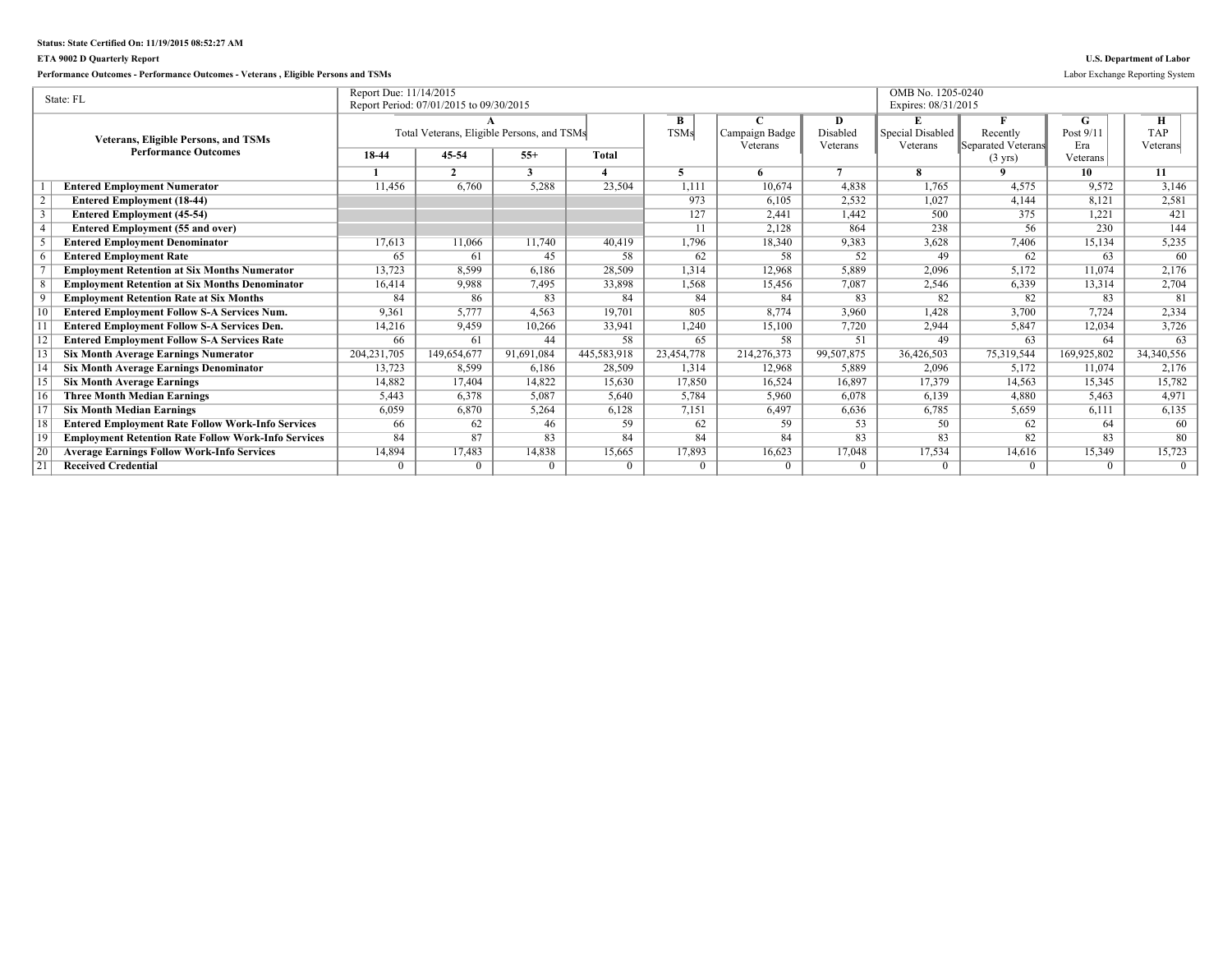**Status: State Certified On: 11/19/2015 08:52:27 AM**

**ETA 9002 D Quarterly Report**

**U.S. Department of Labor**

**Performance Outcomes - Performance Outcomes - Veterans , Eligible Persons and TSMs**

Labor Exchange Reporting System

| State: FL | | Report Due: 11/14/2015<br>Report Period: 07/01/2015 to 09/30/2015 | | | | | | | OMB No. 1205-0240<br>Expires: 08/31/2015 | | | |
|---|---|---|---|---|---|---|---|---|---|---|---|---|
| | **Veterans, Eligible Persons, and TSMs Performance Outcomes** | **A**<br>Total Veterans, Eligible Persons, and TSMs | | | | **B**<br>TSMs | **C**<br>Campaign Badge Veterans | **D**<br>Disabled Veterans | **E**<br>Special Disabled Veterans | **F**<br>Recently Separated Veterans (3 yrs) | **G**<br>Post 9/11 Era Veterans | **H**<br>TAP Veterans |
| | | **18-44** | **45-54** | **55+** | **Total** | | | | | | | |
| | | **1** | **2** | **3** | **4** | **5** | **6** | **7** | **8** | **9** | **10** | **11** |
| 1 | **Entered Employment Numerator** | 11,456 | 6,760 | 5,288 | 23,504 | 1,111 | 10,674 | 4,838 | 1,765 | 4,575 | 9,572 | 3,146 |
| 2 | **Entered Employment (18-44)** | | | | | 973 | 6,105 | 2,532 | 1,027 | 4,144 | 8,121 | 2,581 |
| 3 | **Entered Employment (45-54)** | | | | | 127 | 2,441 | 1,442 | 500 | 375 | 1,221 | 421 |
| 4 | **Entered Employment (55 and over)** | | | | | 11 | 2,128 | 864 | 238 | 56 | 230 | 144 |
| 5 | **Entered Employment Denominator** | 17,613 | 11,066 | 11,740 | 40,419 | 1,796 | 18,340 | 9,383 | 3,628 | 7,406 | 15,134 | 5,235 |
| 6 | **Entered Employment Rate** | 65 | 61 | 45 | 58 | 62 | 58 | 52 | 49 | 62 | 63 | 60 |
| 7 | **Employment Retention at Six Months Numerator** | 13,723 | 8,599 | 6,186 | 28,509 | 1,314 | 12,968 | 5,889 | 2,096 | 5,172 | 11,074 | 2,176 |
| 8 | **Employment Retention at Six Months Denominator** | 16,414 | 9,988 | 7,495 | 33,898 | 1,568 | 15,456 | 7,087 | 2,546 | 6,339 | 13,314 | 2,704 |
| 9 | **Employment Retention Rate at Six Months** | 84 | 86 | 83 | 84 | 84 | 84 | 83 | 82 | 82 | 83 | 81 |
| 10 | **Entered Employment Follow S-A Services Num.** | 9,361 | 5,777 | 4,563 | 19,701 | 805 | 8,774 | 3,960 | 1,428 | 3,700 | 7,724 | 2,334 |
| 11 | **Entered Employment Follow S-A Services Den.** | 14,216 | 9,459 | 10,266 | 33,941 | 1,240 | 15,100 | 7,720 | 2,944 | 5,847 | 12,034 | 3,726 |
| 12 | **Entered Employment Follow S-A Services Rate** | 66 | 61 | 44 | 58 | 65 | 58 | 51 | 49 | 63 | 64 | 63 |
| 13 | **Six Month Average Earnings Numerator** | 204,231,705 | 149,654,677 | 91,691,084 | 445,583,918 | 23,454,778 | 214,276,373 | 99,507,875 | 36,426,503 | 75,319,544 | 169,925,802 | 34,340,556 |
| 14 | **Six Month Average Earnings Denominator** | 13,723 | 8,599 | 6,186 | 28,509 | 1,314 | 12,968 | 5,889 | 2,096 | 5,172 | 11,074 | 2,176 |
| 15 | **Six Month Average Earnings** | 14,882 | 17,404 | 14,822 | 15,630 | 17,850 | 16,524 | 16,897 | 17,379 | 14,563 | 15,345 | 15,782 |
| 16 | **Three Month Median Earnings** | 5,443 | 6,378 | 5,087 | 5,640 | 5,784 | 5,960 | 6,078 | 6,139 | 4,880 | 5,463 | 4,971 |
| 17 | **Six Month Median Earnings** | 6,059 | 6,870 | 5,264 | 6,128 | 7,151 | 6,497 | 6,636 | 6,785 | 5,659 | 6,111 | 6,135 |
| 18 | **Entered Employment Rate Follow Work-Info Services** | 66 | 62 | 46 | 59 | 62 | 59 | 53 | 50 | 62 | 64 | 60 |
| 19 | **Employment Retention Rate Follow Work-Info Services** | 84 | 87 | 83 | 84 | 84 | 84 | 83 | 83 | 82 | 83 | 80 |
| 20 | **Average Earnings Follow Work-Info Services** | 14,894 | 17,483 | 14,838 | 15,665 | 17,893 | 16,623 | 17,048 | 17,534 | 14,616 | 15,349 | 15,723 |
| 21 | **Received Credential** | 0 | 0 | 0 | 0 | 0 | 0 | 0 | 0 | 0 | 0 | 0 |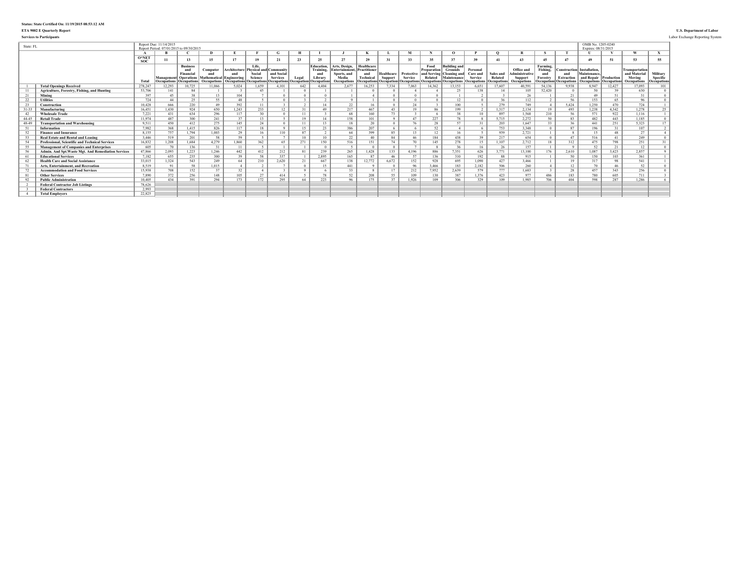Status: State Certified On: 11/19/2015 08:53:12 AM

ETA 9002 E Quarterly Report

Services to Participants

U.S. Department of Labor

Labor Exchange Reporting System

| State: FL | | Report Due: 11/14/2015 Report Period: 07/01/2015 to 09/30/2015 | | | | | | | | | | | | | | | | | | | | | OMB No. 1205-0240 Expires: 08/31/2015 | | | |
|---|---|---|---|---|---|---|---|---|---|---|---|---|---|---|---|---|---|---|---|---|---|---|---|
| | | A | B | C | D | E | F | G | H | I | J | K | L | M | N | O | P | Q | R | S | T | U | V | W | X |
| | | O*NET SOC | 11 | 13 | 15 | 17 | 19 | 21 | 23 | 25 | 27 | 29 | 31 | 33 | 35 | 37 | 39 | 41 | 43 | 45 | 47 | 49 | 51 | 53 | 55 |
| | | Total | Management Occupations | Business and Financial Operations Occupations | Computer and Mathematical Occupations | Architecture and Engineering Occupations | Life, Physical and Social Science Occupations | Community and Social Services Occupations | Legal Occupations | Education, Training, and Library Occupations | Arts, Design, Entertainment, Sports, and Media Occupations | Healthcare Practitioner and Technical Occupations | Healthcare Support Occupations | Protective Service Occupations | Food Preparation and Serving Related Occupations | Building and Grounds Cleaning and Maintenance Occupations | Personal Care and Service Occupations | Sales and Related Occupations | Office and Administrative Support Occupations | Farming, Fishing, and Forestry Occupations | Construction and Extraction Occupations | Installation, Maintenance, and Repair Occupations | Production Occupations | Transportation and Material Moving Occupations | Military Specific Occupations |
| 1 | Total Openings Received | 278,247 | 12,293 | 10,725 | 11,066 | 5,024 | 1,659 | 4,101 | 642 | 4,404 | 2,677 | 16,253 | 7,334 | 7,063 | 14,362 | 13,153 | 6,651 | 17,607 | 40,591 | 54,136 | 9,938 | 8,947 | 12,427 | 17,093 | 101 |
| 11 | Agriculture, Forestry, Fishing, and Hunting | 53,706 | 141 | 84 | 1 | 3 | 45 | 1 | 0 | 1 | 1 | 0 | 0 | 4 | 4 | 25 | 138 | 14 | 105 | 52,420 | 0 | 50 | 39 | 630 | 0 |
| 21 | Mining | 397 | 45 | 38 | 13 | 104 | 7 | 0 | 0 | 0 | 1 | 4 | 0 | 0 | 0 | 1 | 2 | 3 | 26 | 1 | 21 | 49 | 51 | 31 | 0 |
| 22 | Utilities | 724 | 44 | 25 | 55 | 48 | 5 | 0 | 3 | 2 | 9 | 1 | 0 | 0 | 0 | 12 | 0 | 36 | 112 | 2 | 56 | 153 | 65 | 96 | 0 |
| 23 | Construction | 10,428 | 666 | 220 | 49 | 392 | 11 | 3 | 2 | 14 | 22 | 16 | 0 | 24 | 3 | 100 | 5 | 279 | 749 | 4 | 5,424 | 1,250 | 470 | 724 | 1 |
| 31-33 | Manufacturing | 16,451 | 1,430 | 924 | 650 | 1,243 | 233 | 12 | 31 | 49 | 217 | 467 | 43 | 19 | 86 | 199 | 2 | 1,317 | 2,134 | 19 | 493 | 1,238 | 4,342 | 1,278 | 25 |
| 42 | Wholesale Trade | 7,221 | 431 | 634 | 296 | 117 | 30 | 0 | 11 | 3 | 68 | 160 | 73 | 3 | 6 | 38 | 10 | 897 | 1,568 | 210 | 56 | 571 | 922 | 1,116 | 1 |
| 44-45 | Retail Trade | 11,974 | 487 | 300 | 241 | 37 | 13 | 5 | 19 | 14 | 158 | 101 | 9 | 47 | 227 | 78 | 8 | 5,715 | 2,272 | 50 | 83 | 482 | 443 | 1,185 | 0 |
| 48-49 | Transportation and Warehousing | 9,511 | 450 | 412 | 275 | 145 | 24 | 0 | 11 | 13 | 18 | 20 | 0 | 76 | 28 | 57 | 31 | 203 | 1,647 | 33 | 36 | 441 | 251 | 5,323 | 17 |
| 51 | Information | 7,982 | 368 | 1,415 | 826 | 117 | 18 | 9 | 15 | 23 | 386 | 207 | 6 | 6 | 52 | 4 | 6 | 753 | 3,348 | 0 | 87 | 196 | 31 | 107 | 2 |
| 52 | Finance and Insurance | 8,155 | 757 | 1,794 | 1,003 | 29 | 16 | 110 | 87 | 2 | 64 | 399 | 85 | 13 | 12 | 16 | 5 | 939 | 2,721 | 1 | 8 | 15 | 48 | 27 | 4 |
| 53 | Real Estate and Rental and Leasing | 3,446 | 519 | 201 | 58 | 59 | 5 | 7 | 10 | 10 | 22 | 40 | 84 | 46 | 184 | 438 | 39 | 217 | 654 | 0 | 47 | 516 | 41 | 249 | 0 |
| 54 | Professional, Scientific and Technical Services | 16,832 | 1,208 | 1,684 | 4,279 | 1,860 | 362 | 65 | 271 | 150 | 516 | 151 | 74 | 70 | 145 | 278 | 15 | 1,107 | 2,712 | 18 | 312 | 475 | 798 | 251 | 31 |
| 55 | Management of Companies and Enterprises | 605 | 70 | 136 | 31 | 11 | 5 | 1 | 1 | 0 | 5 | 0 | 0 | 7 | 8 | 36 | 16 | 26 | 157 | 1 | 9 | 52 | 21 | 12 | 0 |
| 56 | Admin. And Spt.Waste Mgt. And Remediation Services | 47,866 | 2,093 | 1,223 | 1,246 | 442 | 412 | 212 | 81 | 239 | 265 | 1,428 | 133 | 4,196 | 886 | 7,351 | 626 | 3,771 | 13,100 | 176 | 2,610 | 1,087 | 3,423 | 2,857 | 9 |
| 61 | Educational Services | 7,182 | 655 | 235 | 300 | 39 | 58 | 337 | 1 | 2,895 | 165 | 87 | 46 | 57 | 136 | 310 | 192 | 88 | 915 | 1 | 50 | 150 | 103 | 361 | 1 |
| 62 | Health Care and Social Assistance | 33,015 | 1,324 | 543 | 249 | 64 | 210 | 2,620 | 21 | 667 | 138 | 12,772 | 6,672 | 152 | 928 | 695 | 1,090 | 427 | 3,466 | 1 | 19 | 317 | 98 | 541 | 1 |
| 71 | Arts, Entertainment, and Recreation | 8,519 | 91 | 58 | 1,015 | 4 | 2 | 7 | 0 | 15 | 441 | 9 | 0 | 96 | 3,466 | 183 | 2,182 | 506 | 260 | 4 | 12 | 70 | 46 | 52 | 0 |
| 72 | Accommodation and Food Services | 15,938 | 708 | 152 | 37 | 32 | 4 | 3 | 9 | 6 | 33 | 8 | 17 | 212 | 7,952 | 2,639 | 579 | 777 | 1,683 | 3 | 28 | 457 | 343 | 256 | 0 |
| 81 | Other Services | 7,890 | 372 | 256 | 148 | 105 | 27 | 414 | 5 | 78 | 52 | 208 | 55 | 109 | 130 | 387 | 1,376 | 423 | 977 | 486 | 183 | 780 | 605 | 711 | 3 |
| 92 | Public Administration | 10,405 | 434 | 391 | 294 | 173 | 172 | 295 | 64 | 223 | 96 | 175 | 37 | 1,926 | 109 | 306 | 329 | 109 | 1,985 | 706 | 404 | 598 | 287 | 1,286 | 6 |
| 2 | Federal Contractor Job Listings | 78,626 | | | | | | | | | | | | | | | | | | | | | | | |
| 3 | Federal Contractors | 2,993 | | | | | | | | | | | | | | | | | | | | | | | |
| 4 | Total Employers | 22,825 | | | | | | | | | | | | | | | | | | | | | | | |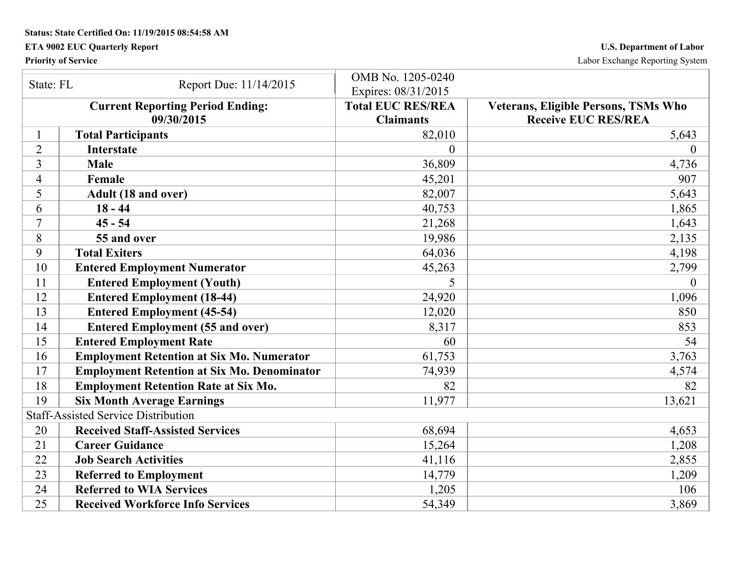Status: State Certified On: 11/19/2015 08:54:58 AM

ETA 9002 EUC Quarterly Report

Priority of Service

U.S. Department of Labor

Labor Exchange Reporting System

| State: FL | Report Due: 11/14/2015 | OMB No. 1205-0240 Expires: 08/31/2015 | |
|---|---|---|---|
| **Current Reporting Period Ending: 09/30/2015** | | **Total EUC RES/REA Claimants** | **Veterans, Eligible Persons, TSMs Who Receive EUC RES/REA** |
| 1 | **Total Participants** | 82,010 | 5,643 |
| 2 | **Interstate** | 0 | 0 |
| 3 | **Male** | 36,809 | 4,736 |
| 4 | **Female** | 45,201 | 907 |
| 5 | **Adult (18 and over)** | 82,007 | 5,643 |
| 6 | **18 - 44** | 40,753 | 1,865 |
| 7 | **45 - 54** | 21,268 | 1,643 |
| 8 | **55 and over** | 19,986 | 2,135 |
| 9 | **Total Exiters** | 64,036 | 4,198 |
| 10 | **Entered Employment Numerator** | 45,263 | 2,799 |
| 11 | **Entered Employment (Youth)** | 5 | 0 |
| 12 | **Entered Employment (18-44)** | 24,920 | 1,096 |
| 13 | **Entered Employment (45-54)** | 12,020 | 850 |
| 14 | **Entered Employment (55 and over)** | 8,317 | 853 |
| 15 | **Entered Employment Rate** | 60 | 54 |
| 16 | **Employment Retention at Six Mo. Numerator** | 61,753 | 3,763 |
| 17 | **Employment Retention at Six Mo. Denominator** | 74,939 | 4,574 |
| 18 | **Employment Retention Rate at Six Mo.** | 82 | 82 |
| 19 | **Six Month Average Earnings** | 11,977 | 13,621 |
| Staff-Assisted Service Distribution | | | |
| 20 | **Received Staff-Assisted Services** | 68,694 | 4,653 |
| 21 | **Career Guidance** | 15,264 | 1,208 |
| 22 | **Job Search Activities** | 41,116 | 2,855 |
| 23 | **Referred to Employment** | 14,779 | 1,209 |
| 24 | **Referred to WIA Services** | 1,205 | 106 |
| 25 | **Received Workforce Info Services** | 54,349 | 3,869 |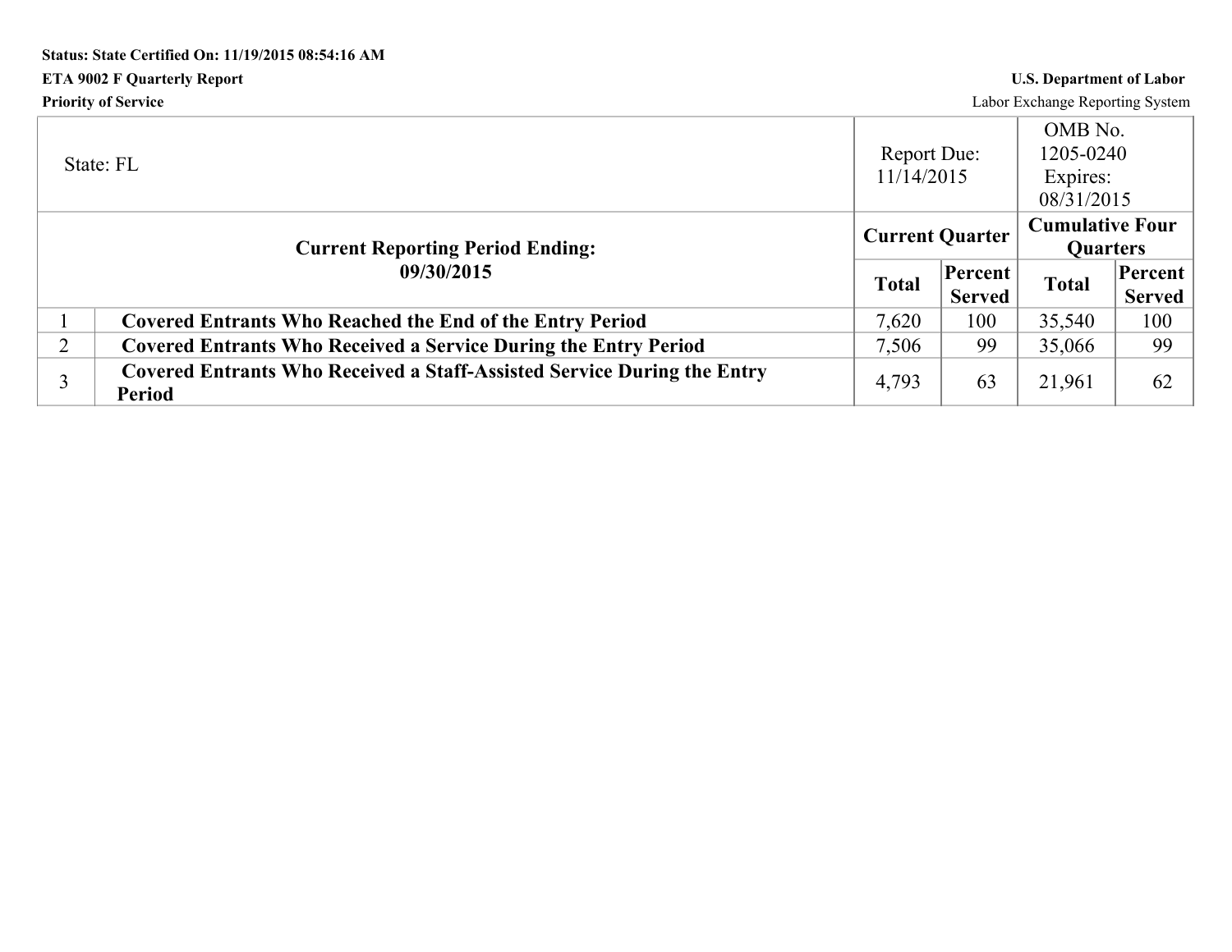**Status: State Certified On: 11/19/2015 08:54:16 AM**

**ETA 9002 F Quarterly Report**

**Priority of Service**

**U.S. Department of Labor**

Labor Exchange Reporting System

| State: FL | | Report Due: 11/14/2015 | | OMB No. 1205-0240 Expires: 08/31/2015 | |
|---|---|---|---|---|---|
| **Current Reporting Period Ending: 09/30/2015** | | **Current Quarter** | | **Cumulative Four Quarters** | |
| | | **Total** | **Percent Served** | **Total** | **Percent Served** |
| 1 | **Covered Entrants Who Reached the End of the Entry Period** | 7,620 | 100 | 35,540 | 100 |
| 2 | **Covered Entrants Who Received a Service During the Entry Period** | 7,506 | 99 | 35,066 | 99 |
| 3 | **Covered Entrants Who Received a Staff-Assisted Service During the Entry Period** | 4,793 | 63 | 21,961 | 62 |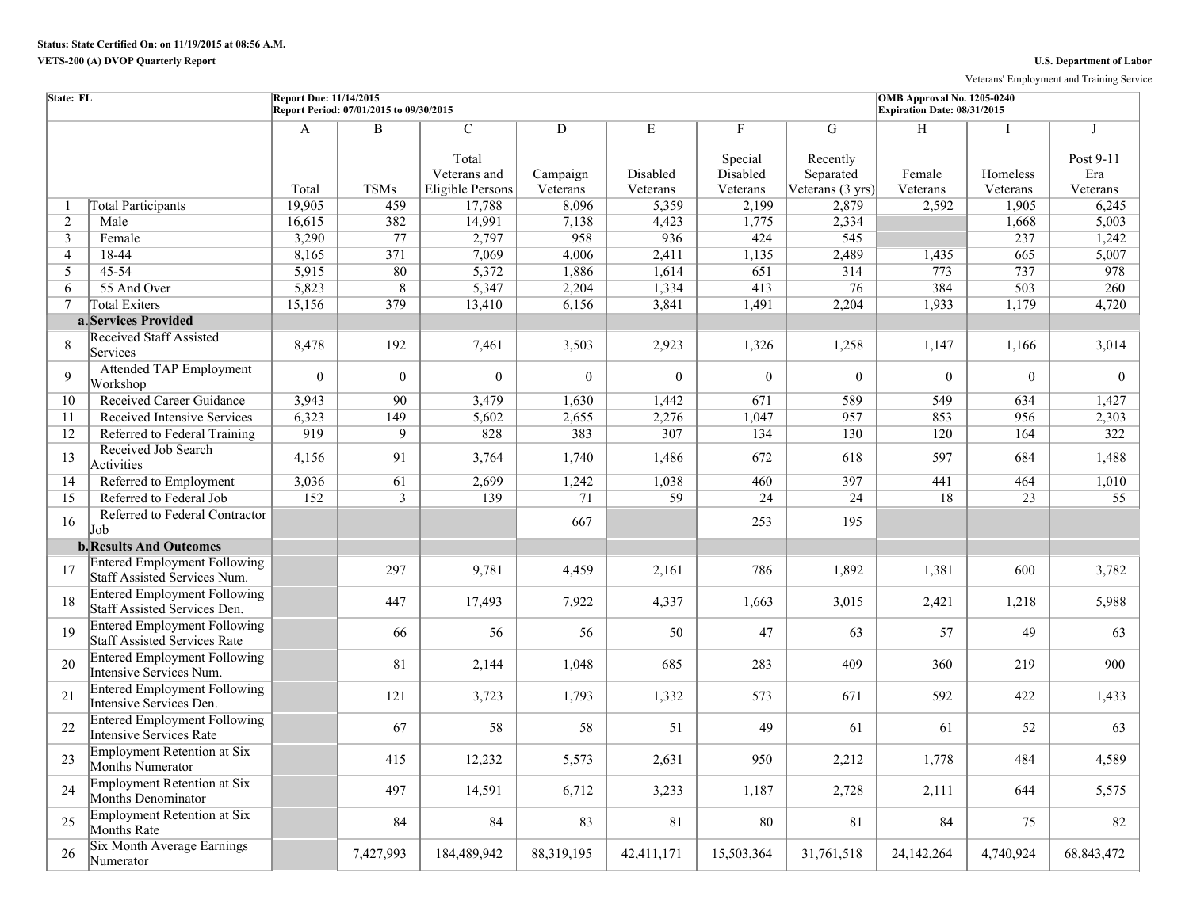**Status: State Certified On: on 11/19/2015 at 08:56 A.M.**

**VETS-200 (A) DVOP Quarterly Report**

**U.S. Department of Labor**

Veterans' Employment and Training Service

| State: FL | | Report Due: 11/14/2015 Report Period: 07/01/2015 to 09/30/2015 | | | | | | | | OMB Approval No. 1205-0240 Expiration Date: 08/31/2015 | |
|---|---|---|---|---|---|---|---|---|---|---|---|
| | | A | B | C | D | E | F | G | H | I | J |
| | | Total | TSMs | Total Veterans and Eligible Persons | Campaign Veterans | Disabled Veterans | Special Disabled Veterans | Recently Separated Veterans (3 yrs) | Female Veterans | Homeless Veterans | Post 9-11 Era Veterans |
| 1 | Total Participants | 19,905 | 459 | 17,788 | 8,096 | 5,359 | 2,199 | 2,879 | 2,592 | 1,905 | 6,245 |
| 2 | Male | 16,615 | 382 | 14,991 | 7,138 | 4,423 | 1,775 | 2,334 | | 1,668 | 5,003 |
| 3 | Female | 3,290 | 77 | 2,797 | 958 | 936 | 424 | 545 | | 237 | 1,242 |
| 4 | 18-44 | 8,165 | 371 | 7,069 | 4,006 | 2,411 | 1,135 | 2,489 | 1,435 | 665 | 5,007 |
| 5 | 45-54 | 5,915 | 80 | 5,372 | 1,886 | 1,614 | 651 | 314 | 773 | 737 | 978 |
| 6 | 55 And Over | 5,823 | 8 | 5,347 | 2,204 | 1,334 | 413 | 76 | 384 | 503 | 260 |
| 7 | Total Exiters | 15,156 | 379 | 13,410 | 6,156 | 3,841 | 1,491 | 2,204 | 1,933 | 1,179 | 4,720 |
| a. | **Services Provided** | | | | | | | | | | |
| 8 | Received Staff Assisted Services | 8,478 | 192 | 7,461 | 3,503 | 2,923 | 1,326 | 1,258 | 1,147 | 1,166 | 3,014 |
| 9 | Attended TAP Employment Workshop | 0 | 0 | 0 | 0 | 0 | 0 | 0 | 0 | 0 | 0 |
| 10 | Received Career Guidance | 3,943 | 90 | 3,479 | 1,630 | 1,442 | 671 | 589 | 549 | 634 | 1,427 |
| 11 | Received Intensive Services | 6,323 | 149 | 5,602 | 2,655 | 2,276 | 1,047 | 957 | 853 | 956 | 2,303 |
| 12 | Referred to Federal Training | 919 | 9 | 828 | 383 | 307 | 134 | 130 | 120 | 164 | 322 |
| 13 | Received Job Search Activities | 4,156 | 91 | 3,764 | 1,740 | 1,486 | 672 | 618 | 597 | 684 | 1,488 |
| 14 | Referred to Employment | 3,036 | 61 | 2,699 | 1,242 | 1,038 | 460 | 397 | 441 | 464 | 1,010 |
| 15 | Referred to Federal Job | 152 | 3 | 139 | 71 | 59 | 24 | 24 | 18 | 23 | 55 |
| 16 | Referred to Federal Contractor Job | | | | 667 | | 253 | 195 | | | |
| b. | **Results And Outcomes** | | | | | | | | | | |
| 17 | Entered Employment Following Staff Assisted Services Num. | | 297 | 9,781 | 4,459 | 2,161 | 786 | 1,892 | 1,381 | 600 | 3,782 |
| 18 | Entered Employment Following Staff Assisted Services Den. | | 447 | 17,493 | 7,922 | 4,337 | 1,663 | 3,015 | 2,421 | 1,218 | 5,988 |
| 19 | Entered Employment Following Staff Assisted Services Rate | | 66 | 56 | 56 | 50 | 47 | 63 | 57 | 49 | 63 |
| 20 | Entered Employment Following Intensive Services Num. | | 81 | 2,144 | 1,048 | 685 | 283 | 409 | 360 | 219 | 900 |
| 21 | Entered Employment Following Intensive Services Den. | | 121 | 3,723 | 1,793 | 1,332 | 573 | 671 | 592 | 422 | 1,433 |
| 22 | Entered Employment Following Intensive Services Rate | | 67 | 58 | 58 | 51 | 49 | 61 | 61 | 52 | 63 |
| 23 | Employment Retention at Six Months Numerator | | 415 | 12,232 | 5,573 | 2,631 | 950 | 2,212 | 1,778 | 484 | 4,589 |
| 24 | Employment Retention at Six Months Denominator | | 497 | 14,591 | 6,712 | 3,233 | 1,187 | 2,728 | 2,111 | 644 | 5,575 |
| 25 | Employment Retention at Six Months Rate | | 84 | 84 | 83 | 81 | 80 | 81 | 84 | 75 | 82 |
| 26 | Six Month Average Earnings Numerator | | 7,427,993 | 184,489,942 | 88,319,195 | 42,411,171 | 15,503,364 | 31,761,518 | 24,142,264 | 4,740,924 | 68,843,472 |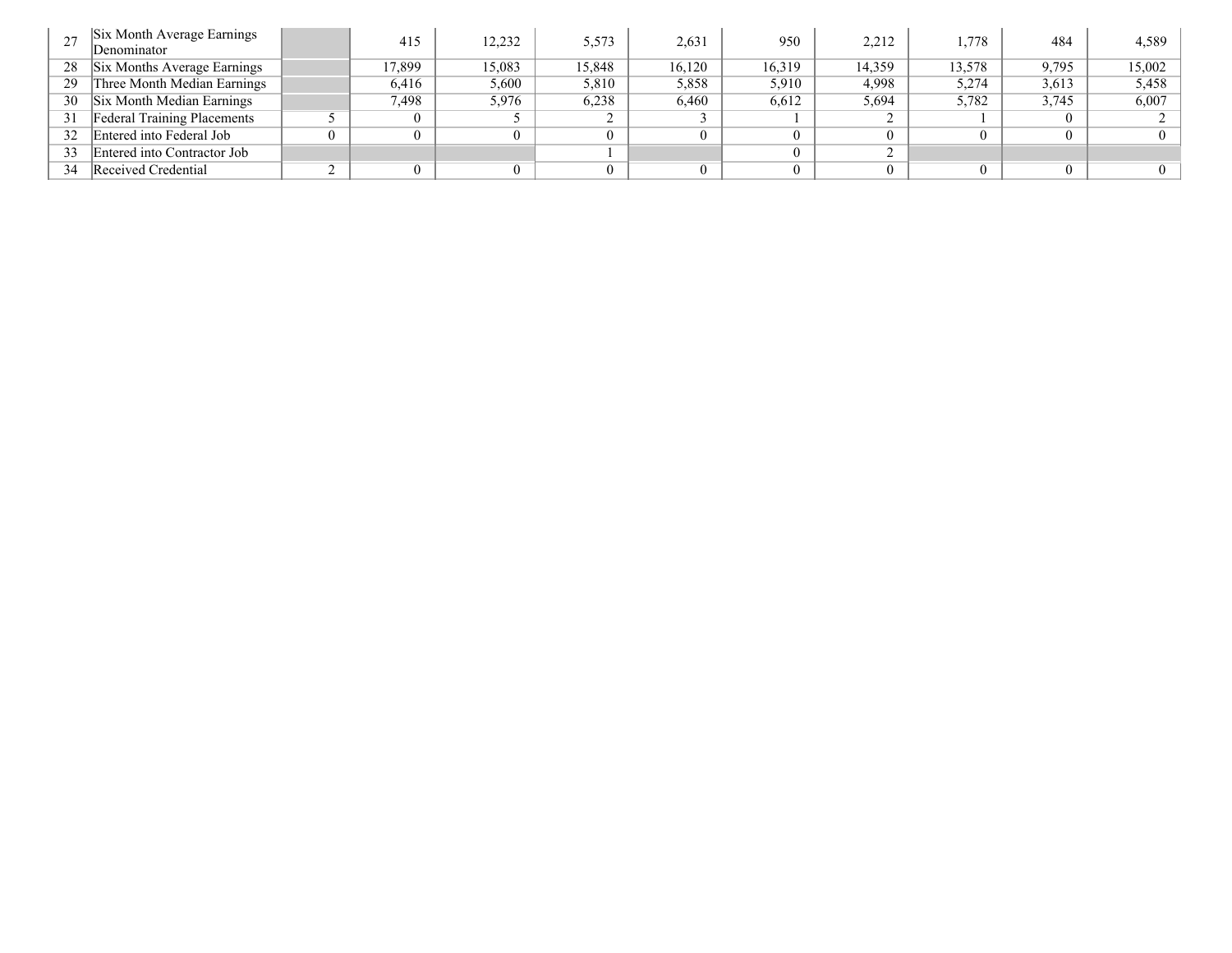| | | | | | | | | | | | |
|---|---|---|---|---|---|---|---|---|---|---|---|
| 27 | Six Month Average Earnings Denominator | | 415 | 12,232 | 5,573 | 2,631 | 950 | 2,212 | 1,778 | 484 | 4,589 |
| 28 | Six Months Average Earnings | | 17,899 | 15,083 | 15,848 | 16,120 | 16,319 | 14,359 | 13,578 | 9,795 | 15,002 |
| 29 | Three Month Median Earnings | | 6,416 | 5,600 | 5,810 | 5,858 | 5,910 | 4,998 | 5,274 | 3,613 | 5,458 |
| 30 | Six Month Median Earnings | | 7,498 | 5,976 | 6,238 | 6,460 | 6,612 | 5,694 | 5,782 | 3,745 | 6,007 |
| 31 | Federal Training Placements | 5 | 0 | 5 | 2 | 3 | 1 | 2 | 1 | 0 | 2 |
| 32 | Entered into Federal Job | 0 | 0 | 0 | 0 | 0 | 0 | 0 | 0 | 0 | 0 |
| 33 | Entered into Contractor Job | | | | 1 | | 0 | 2 | | | |
| 34 | Received Credential | 2 | 0 | 0 | 0 | 0 | 0 | 0 | 0 | 0 | 0 |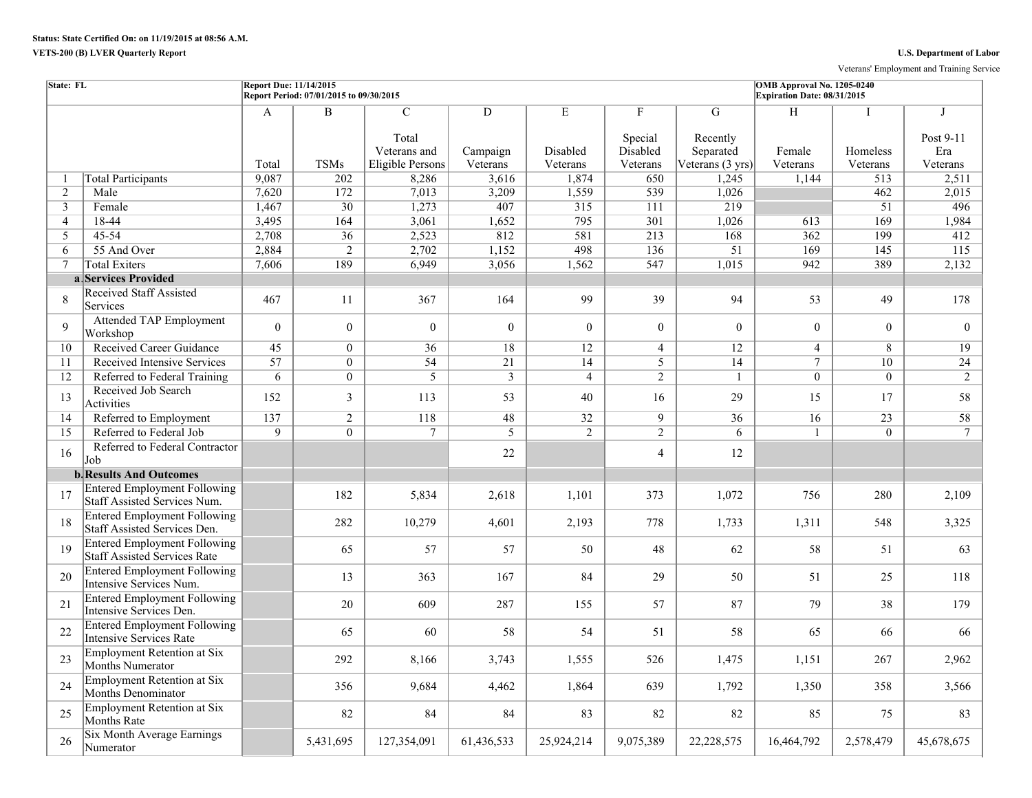**Status: State Certified On: on 11/19/2015 at 08:56 A.M.**

**VETS-200 (B) LVER Quarterly Report**

**U.S. Department of Labor**

Veterans' Employment and Training Service

| State: FL | | Report Due: 11/14/2015<br>Report Period: 07/01/2015 to 09/30/2015 | | | | | | | OMB Approval No. 1205-0240<br>Expiration Date: 08/31/2015 | | |
|---|---|---|---|---|---|---|---|---|---|---|---|
| | | A | B | C | D | E | F | G | H | I | J |
| | | Total | TSMs | Total Veterans and Eligible Persons | Campaign Veterans | Disabled Veterans | Special Disabled Veterans | Recently Separated Veterans (3 yrs) | Female Veterans | Homeless Veterans | Post 9-11 Era Veterans |
| 1 | Total Participants | 9,087 | 202 | 8,286 | 3,616 | 1,874 | 650 | 1,245 | 1,144 | 513 | 2,511 |
| 2 | Male | 7,620 | 172 | 7,013 | 3,209 | 1,559 | 539 | 1,026 | | 462 | 2,015 |
| 3 | Female | 1,467 | 30 | 1,273 | 407 | 315 | 111 | 219 | | 51 | 496 |
| 4 | 18-44 | 3,495 | 164 | 3,061 | 1,652 | 795 | 301 | 1,026 | 613 | 169 | 1,984 |
| 5 | 45-54 | 2,708 | 36 | 2,523 | 812 | 581 | 213 | 168 | 362 | 199 | 412 |
| 6 | 55 And Over | 2,884 | 2 | 2,702 | 1,152 | 498 | 136 | 51 | 169 | 145 | 115 |
| 7 | Total Exiters | 7,606 | 189 | 6,949 | 3,056 | 1,562 | 547 | 1,015 | 942 | 389 | 2,132 |
| a. | **Services Provided** | | | | | | | | | | |
| 8 | Received Staff Assisted Services | 467 | 11 | 367 | 164 | 99 | 39 | 94 | 53 | 49 | 178 |
| 9 | Attended TAP Employment Workshop | 0 | 0 | 0 | 0 | 0 | 0 | 0 | 0 | 0 | 0 |
| 10 | Received Career Guidance | 45 | 0 | 36 | 18 | 12 | 4 | 12 | 4 | 8 | 19 |
| 11 | Received Intensive Services | 57 | 0 | 54 | 21 | 14 | 5 | 14 | 7 | 10 | 24 |
| 12 | Referred to Federal Training | 6 | 0 | 5 | 3 | 4 | 2 | 1 | 0 | 0 | 2 |
| 13 | Received Job Search Activities | 152 | 3 | 113 | 53 | 40 | 16 | 29 | 15 | 17 | 58 |
| 14 | Referred to Employment | 137 | 2 | 118 | 48 | 32 | 9 | 36 | 16 | 23 | 58 |
| 15 | Referred to Federal Job | 9 | 0 | 7 | 5 | 2 | 2 | 6 | 1 | 0 | 7 |
| 16 | Referred to Federal Contractor Job | | | | 22 | | 4 | 12 | | | |
| b. | **Results And Outcomes** | | | | | | | | | | |
| 17 | Entered Employment Following Staff Assisted Services Num. | | 182 | 5,834 | 2,618 | 1,101 | 373 | 1,072 | 756 | 280 | 2,109 |
| 18 | Entered Employment Following Staff Assisted Services Den. | | 282 | 10,279 | 4,601 | 2,193 | 778 | 1,733 | 1,311 | 548 | 3,325 |
| 19 | Entered Employment Following Staff Assisted Services Rate | | 65 | 57 | 57 | 50 | 48 | 62 | 58 | 51 | 63 |
| 20 | Entered Employment Following Intensive Services Num. | | 13 | 363 | 167 | 84 | 29 | 50 | 51 | 25 | 118 |
| 21 | Entered Employment Following Intensive Services Den. | | 20 | 609 | 287 | 155 | 57 | 87 | 79 | 38 | 179 |
| 22 | Entered Employment Following Intensive Services Rate | | 65 | 60 | 58 | 54 | 51 | 58 | 65 | 66 | 66 |
| 23 | Employment Retention at Six Months Numerator | | 292 | 8,166 | 3,743 | 1,555 | 526 | 1,475 | 1,151 | 267 | 2,962 |
| 24 | Employment Retention at Six Months Denominator | | 356 | 9,684 | 4,462 | 1,864 | 639 | 1,792 | 1,350 | 358 | 3,566 |
| 25 | Employment Retention at Six Months Rate | | 82 | 84 | 84 | 83 | 82 | 82 | 85 | 75 | 83 |
| 26 | Six Month Average Earnings Numerator | | 5,431,695 | 127,354,091 | 61,436,533 | 25,924,214 | 9,075,389 | 22,228,575 | 16,464,792 | 2,578,479 | 45,678,675 |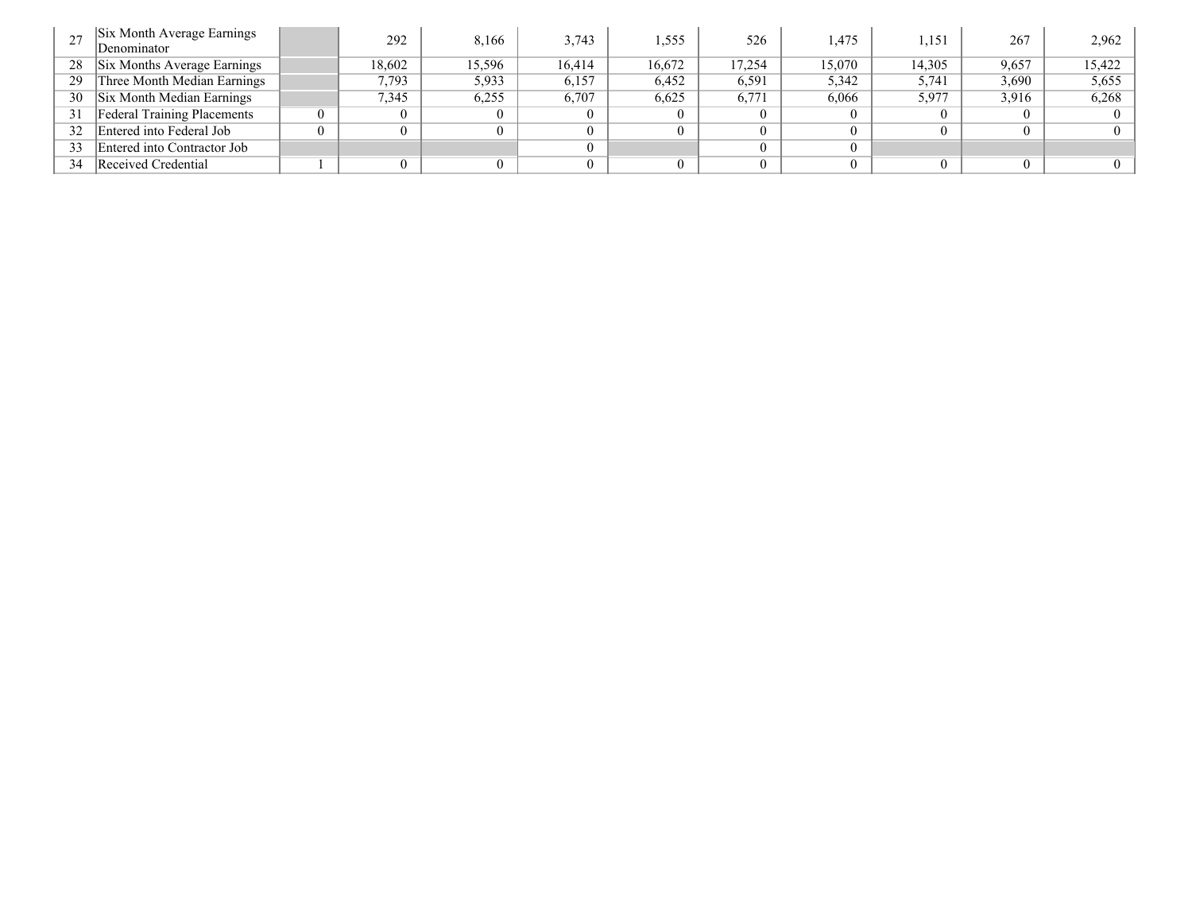| | | | | | | | | | | | |
|---|---|---|---|---|---|---|---|---|---|---|---|
| 27 | Six Month Average Earnings Denominator | | 292 | 8,166 | 3,743 | 1,555 | 526 | 1,475 | 1,151 | 267 | 2,962 |
| 28 | Six Months Average Earnings | | 18,602 | 15,596 | 16,414 | 16,672 | 17,254 | 15,070 | 14,305 | 9,657 | 15,422 |
| 29 | Three Month Median Earnings | | 7,793 | 5,933 | 6,157 | 6,452 | 6,591 | 5,342 | 5,741 | 3,690 | 5,655 |
| 30 | Six Month Median Earnings | | 7,345 | 6,255 | 6,707 | 6,625 | 6,771 | 6,066 | 5,977 | 3,916 | 6,268 |
| 31 | Federal Training Placements | 0 | 0 | 0 | 0 | 0 | 0 | 0 | 0 | 0 | 0 |
| 32 | Entered into Federal Job | 0 | 0 | 0 | 0 | 0 | 0 | 0 | 0 | 0 | 0 |
| 33 | Entered into Contractor Job | | | | 0 | | 0 | 0 | | | |
| 34 | Received Credential | 1 | 0 | 0 | 0 | 0 | 0 | 0 | 0 | 0 | 0 |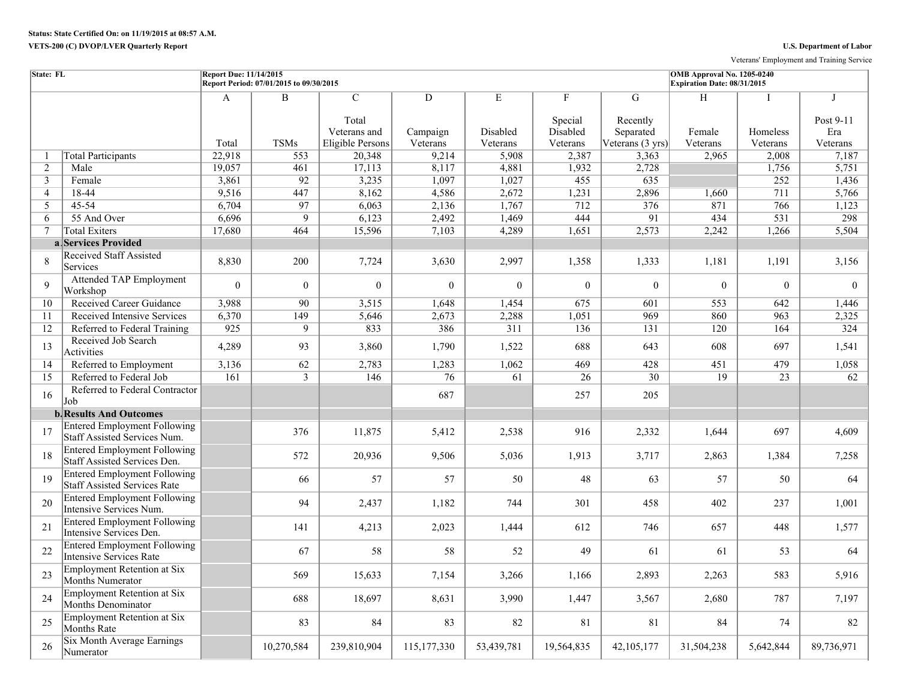**Status: State Certified On: on 11/19/2015 at 08:57 A.M.**

**VETS-200 (C) DVOP/LVER Quarterly Report**

**U.S. Department of Labor**

Veterans' Employment and Training Service

| State: FL | | Report Due: 11/14/2015<br>Report Period: 07/01/2015 to 09/30/2015 | | | | | | | OMB Approval No. 1205-0240<br>Expiration Date: 08/31/2015 | | |
|---|---|---|---|---|---|---|---|---|---|---|---|
| | | A | B | C | D | E | F | G | H | I | J |
| | | Total | TSMs | Total Veterans and Eligible Persons | Campaign Veterans | Disabled Veterans | Special Disabled Veterans | Recently Separated Veterans (3 yrs) | Female Veterans | Homeless Veterans | Post 9-11 Era Veterans |
| 1 | Total Participants | 22,918 | 553 | 20,348 | 9,214 | 5,908 | 2,387 | 3,363 | 2,965 | 2,008 | 7,187 |
| 2 | Male | 19,057 | 461 | 17,113 | 8,117 | 4,881 | 1,932 | 2,728 | | 1,756 | 5,751 |
| 3 | Female | 3,861 | 92 | 3,235 | 1,097 | 1,027 | 455 | 635 | | 252 | 1,436 |
| 4 | 18-44 | 9,516 | 447 | 8,162 | 4,586 | 2,672 | 1,231 | 2,896 | 1,660 | 711 | 5,766 |
| 5 | 45-54 | 6,704 | 97 | 6,063 | 2,136 | 1,767 | 712 | 376 | 871 | 766 | 1,123 |
| 6 | 55 And Over | 6,696 | 9 | 6,123 | 2,492 | 1,469 | 444 | 91 | 434 | 531 | 298 |
| 7 | Total Exiters | 17,680 | 464 | 15,596 | 7,103 | 4,289 | 1,651 | 2,573 | 2,242 | 1,266 | 5,504 |
| a. | **Services Provided** | | | | | | | | | | |
| 8 | Received Staff Assisted Services | 8,830 | 200 | 7,724 | 3,630 | 2,997 | 1,358 | 1,333 | 1,181 | 1,191 | 3,156 |
| 9 | Attended TAP Employment Workshop | 0 | 0 | 0 | 0 | 0 | 0 | 0 | 0 | 0 | 0 |
| 10 | Received Career Guidance | 3,988 | 90 | 3,515 | 1,648 | 1,454 | 675 | 601 | 553 | 642 | 1,446 |
| 11 | Received Intensive Services | 6,370 | 149 | 5,646 | 2,673 | 2,288 | 1,051 | 969 | 860 | 963 | 2,325 |
| 12 | Referred to Federal Training | 925 | 9 | 833 | 386 | 311 | 136 | 131 | 120 | 164 | 324 |
| 13 | Received Job Search Activities | 4,289 | 93 | 3,860 | 1,790 | 1,522 | 688 | 643 | 608 | 697 | 1,541 |
| 14 | Referred to Employment | 3,136 | 62 | 2,783 | 1,283 | 1,062 | 469 | 428 | 451 | 479 | 1,058 |
| 15 | Referred to Federal Job | 161 | 3 | 146 | 76 | 61 | 26 | 30 | 19 | 23 | 62 |
| 16 | Referred to Federal Contractor Job | | | | 687 | | 257 | 205 | | | |
| b. | **Results And Outcomes** | | | | | | | | | | |
| 17 | Entered Employment Following Staff Assisted Services Num. | | 376 | 11,875 | 5,412 | 2,538 | 916 | 2,332 | 1,644 | 697 | 4,609 |
| 18 | Entered Employment Following Staff Assisted Services Den. | | 572 | 20,936 | 9,506 | 5,036 | 1,913 | 3,717 | 2,863 | 1,384 | 7,258 |
| 19 | Entered Employment Following Staff Assisted Services Rate | | 66 | 57 | 57 | 50 | 48 | 63 | 57 | 50 | 64 |
| 20 | Entered Employment Following Intensive Services Num. | | 94 | 2,437 | 1,182 | 744 | 301 | 458 | 402 | 237 | 1,001 |
| 21 | Entered Employment Following Intensive Services Den. | | 141 | 4,213 | 2,023 | 1,444 | 612 | 746 | 657 | 448 | 1,577 |
| 22 | Entered Employment Following Intensive Services Rate | | 67 | 58 | 58 | 52 | 49 | 61 | 61 | 53 | 64 |
| 23 | Employment Retention at Six Months Numerator | | 569 | 15,633 | 7,154 | 3,266 | 1,166 | 2,893 | 2,263 | 583 | 5,916 |
| 24 | Employment Retention at Six Months Denominator | | 688 | 18,697 | 8,631 | 3,990 | 1,447 | 3,567 | 2,680 | 787 | 7,197 |
| 25 | Employment Retention at Six Months Rate | | 83 | 84 | 83 | 82 | 81 | 81 | 84 | 74 | 82 |
| 26 | Six Month Average Earnings Numerator | | 10,270,584 | 239,810,904 | 115,177,330 | 53,439,781 | 19,564,835 | 42,105,177 | 31,504,238 | 5,642,844 | 89,736,971 |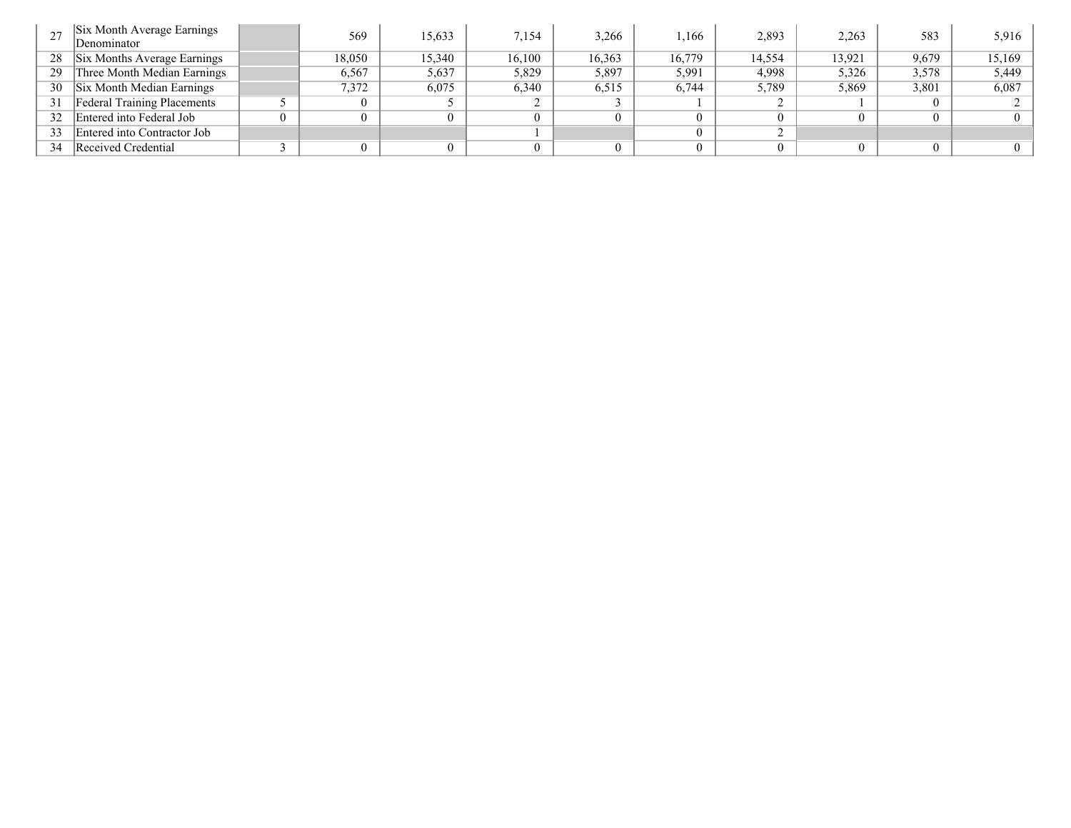| | | | | | | | | | | | |
|---|---|---|---|---|---|---|---|---|---|---|---|
| 27 | Six Month Average Earnings Denominator | | 569 | 15,633 | 7,154 | 3,266 | 1,166 | 2,893 | 2,263 | 583 | 5,916 |
| 28 | Six Months Average Earnings | | 18,050 | 15,340 | 16,100 | 16,363 | 16,779 | 14,554 | 13,921 | 9,679 | 15,169 |
| 29 | Three Month Median Earnings | | 6,567 | 5,637 | 5,829 | 5,897 | 5,991 | 4,998 | 5,326 | 3,578 | 5,449 |
| 30 | Six Month Median Earnings | | 7,372 | 6,075 | 6,340 | 6,515 | 6,744 | 5,789 | 5,869 | 3,801 | 6,087 |
| 31 | Federal Training Placements | 5 | 0 | 5 | 2 | 3 | 1 | 2 | 1 | 0 | 2 |
| 32 | Entered into Federal Job | 0 | 0 | 0 | 0 | 0 | 0 | 0 | 0 | 0 | 0 |
| 33 | Entered into Contractor Job | | | | 1 | | 0 | 2 | | | |
| 34 | Received Credential | 3 | 0 | 0 | 0 | 0 | 0 | 0 | 0 | 0 | 0 |